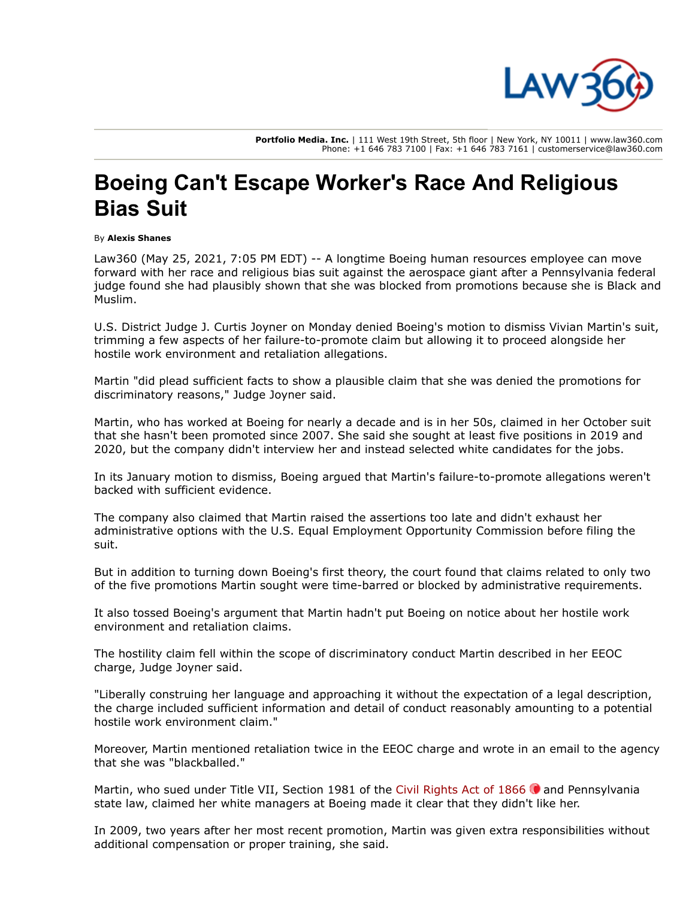Portfolio Media. Inc. | 111 West 19th Street, 5th floor | New York, NY 10011 | www.law360.com
Phone: +1 646 783 7100 | Fax: +1 646 783 7161 | customerservice@law360.com

# Boeing Can't Escape Worker's Race And Religious Bias Suit

By **Alexis Shanes**

Law360 (May 25, 2021, 7:05 PM EDT) -- A longtime Boeing human resources employee can move forward with her race and religious bias suit against the aerospace giant after a Pennsylvania federal judge found she had plausibly shown that she was blocked from promotions because she is Black and Muslim.

U.S. District Judge J. Curtis Joyner on Monday denied Boeing's motion to dismiss Vivian Martin's suit, trimming a few aspects of her failure-to-promote claim but allowing it to proceed alongside her hostile work environment and retaliation allegations.

Martin "did plead sufficient facts to show a plausible claim that she was denied the promotions for discriminatory reasons," Judge Joyner said.

Martin, who has worked at Boeing for nearly a decade and is in her 50s, claimed in her October suit that she hasn't been promoted since 2007. She said she sought at least five positions in 2019 and 2020, but the company didn't interview her and instead selected white candidates for the jobs.

In its January motion to dismiss, Boeing argued that Martin's failure-to-promote allegations weren't backed with sufficient evidence.

The company also claimed that Martin raised the assertions too late and didn't exhaust her administrative options with the U.S. Equal Employment Opportunity Commission before filing the suit.

But in addition to turning down Boeing's first theory, the court found that claims related to only two of the five promotions Martin sought were time-barred or blocked by administrative requirements.

It also tossed Boeing's argument that Martin hadn't put Boeing on notice about her hostile work environment and retaliation claims.

The hostility claim fell within the scope of discriminatory conduct Martin described in her EEOC charge, Judge Joyner said.

"Liberally construing her language and approaching it without the expectation of a legal description, the charge included sufficient information and detail of conduct reasonably amounting to a potential hostile work environment claim."

Moreover, Martin mentioned retaliation twice in the EEOC charge and wrote in an email to the agency that she was "blackballed."

Martin, who sued under Title VII, Section 1981 of the Civil Rights Act of 1866 and Pennsylvania state law, claimed her white managers at Boeing made it clear that they didn't like her.

In 2009, two years after her most recent promotion, Martin was given extra responsibilities without additional compensation or proper training, she said.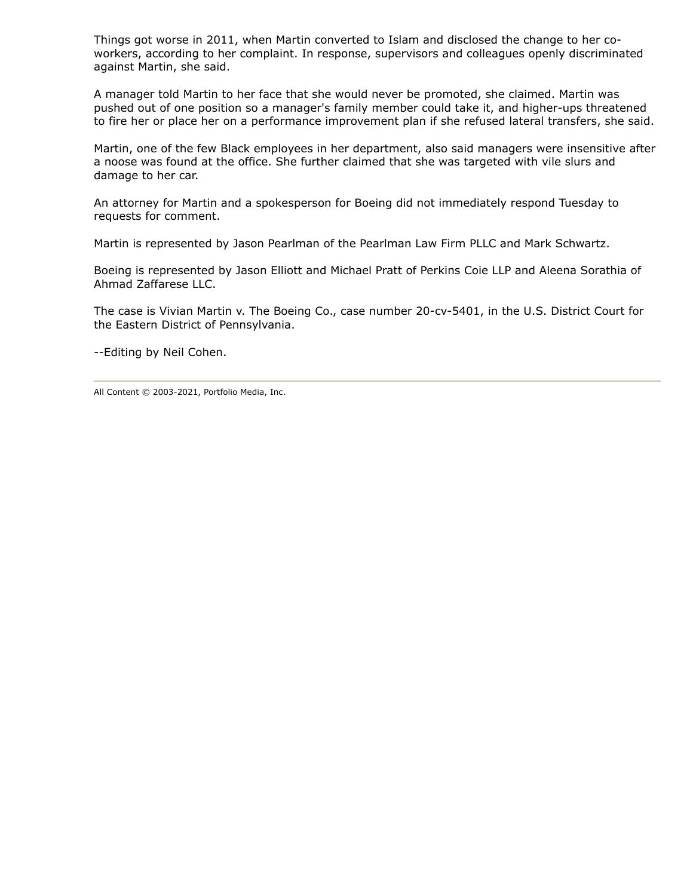Things got worse in 2011, when Martin converted to Islam and disclosed the change to her co-workers, according to her complaint. In response, supervisors and colleagues openly discriminated against Martin, she said.

A manager told Martin to her face that she would never be promoted, she claimed. Martin was pushed out of one position so a manager's family member could take it, and higher-ups threatened to fire her or place her on a performance improvement plan if she refused lateral transfers, she said.

Martin, one of the few Black employees in her department, also said managers were insensitive after a noose was found at the office. She further claimed that she was targeted with vile slurs and damage to her car.

An attorney for Martin and a spokesperson for Boeing did not immediately respond Tuesday to requests for comment.

Martin is represented by Jason Pearlman of the Pearlman Law Firm PLLC and Mark Schwartz.

Boeing is represented by Jason Elliott and Michael Pratt of Perkins Coie LLP and Aleena Sorathia of Ahmad Zaffarese LLC.

The case is Vivian Martin v. The Boeing Co., case number 20-cv-5401, in the U.S. District Court for the Eastern District of Pennsylvania.

--Editing by Neil Cohen.

All Content © 2003-2021, Portfolio Media, Inc.